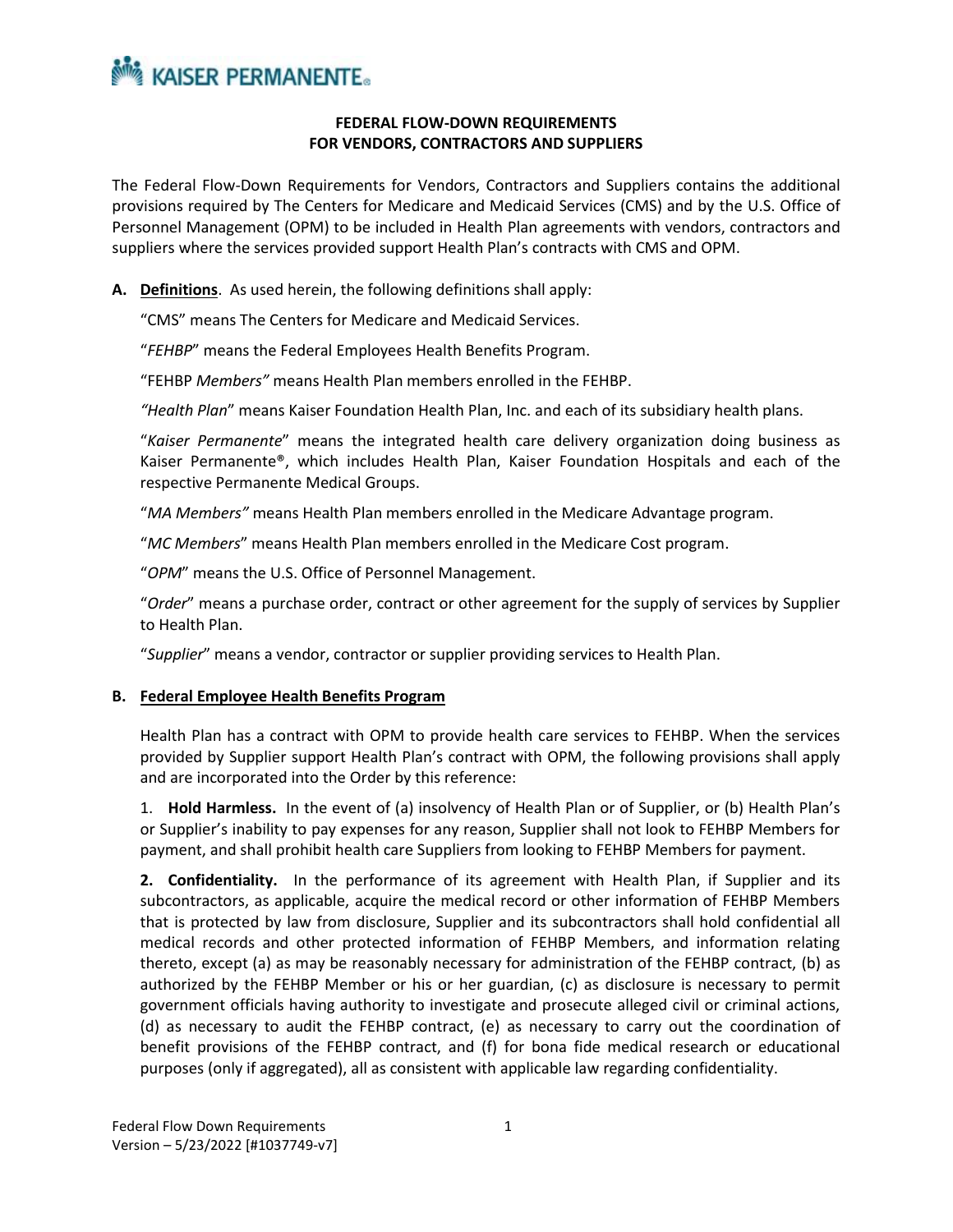**FEDERAL FLOW-DOWN REQUIREMENTS**
**FOR VENDORS, CONTRACTORS AND SUPPLIERS**

The Federal Flow-Down Requirements for Vendors, Contractors and Suppliers contains the additional provisions required by The Centers for Medicare and Medicaid Services (CMS) and by the U.S. Office of Personnel Management (OPM) to be included in Health Plan agreements with vendors, contractors and suppliers where the services provided support Health Plan's contracts with CMS and OPM.

**A. <u>Definitions</u>**. As used herein, the following definitions shall apply:

"CMS" means The Centers for Medicare and Medicaid Services.

"*FEHBP*" means the Federal Employees Health Benefits Program.

"FEHBP *Members"* means Health Plan members enrolled in the FEHBP.

*"Health Plan*" means Kaiser Foundation Health Plan, Inc. and each of its subsidiary health plans.

"*Kaiser Permanente*" means the integrated health care delivery organization doing business as Kaiser Permanente®, which includes Health Plan, Kaiser Foundation Hospitals and each of the respective Permanente Medical Groups.

"*MA Members"* means Health Plan members enrolled in the Medicare Advantage program.

"*MC Members*" means Health Plan members enrolled in the Medicare Cost program.

"*OPM*" means the U.S. Office of Personnel Management.

"*Order*" means a purchase order, contract or other agreement for the supply of services by Supplier to Health Plan.

"*Supplier*" means a vendor, contractor or supplier providing services to Health Plan.

**B. <u>Federal Employee Health Benefits Program</u>**

Health Plan has a contract with OPM to provide health care services to FEHBP. When the services provided by Supplier support Health Plan's contract with OPM, the following provisions shall apply and are incorporated into the Order by this reference:

1. **Hold Harmless.** In the event of (a) insolvency of Health Plan or of Supplier, or (b) Health Plan's or Supplier's inability to pay expenses for any reason, Supplier shall not look to FEHBP Members for payment, and shall prohibit health care Suppliers from looking to FEHBP Members for payment.

**2. Confidentiality.** In the performance of its agreement with Health Plan, if Supplier and its subcontractors, as applicable, acquire the medical record or other information of FEHBP Members that is protected by law from disclosure, Supplier and its subcontractors shall hold confidential all medical records and other protected information of FEHBP Members, and information relating thereto, except (a) as may be reasonably necessary for administration of the FEHBP contract, (b) as authorized by the FEHBP Member or his or her guardian, (c) as disclosure is necessary to permit government officials having authority to investigate and prosecute alleged civil or criminal actions, (d) as necessary to audit the FEHBP contract, (e) as necessary to carry out the coordination of benefit provisions of the FEHBP contract, and (f) for bona fide medical research or educational purposes (only if aggregated), all as consistent with applicable law regarding confidentiality.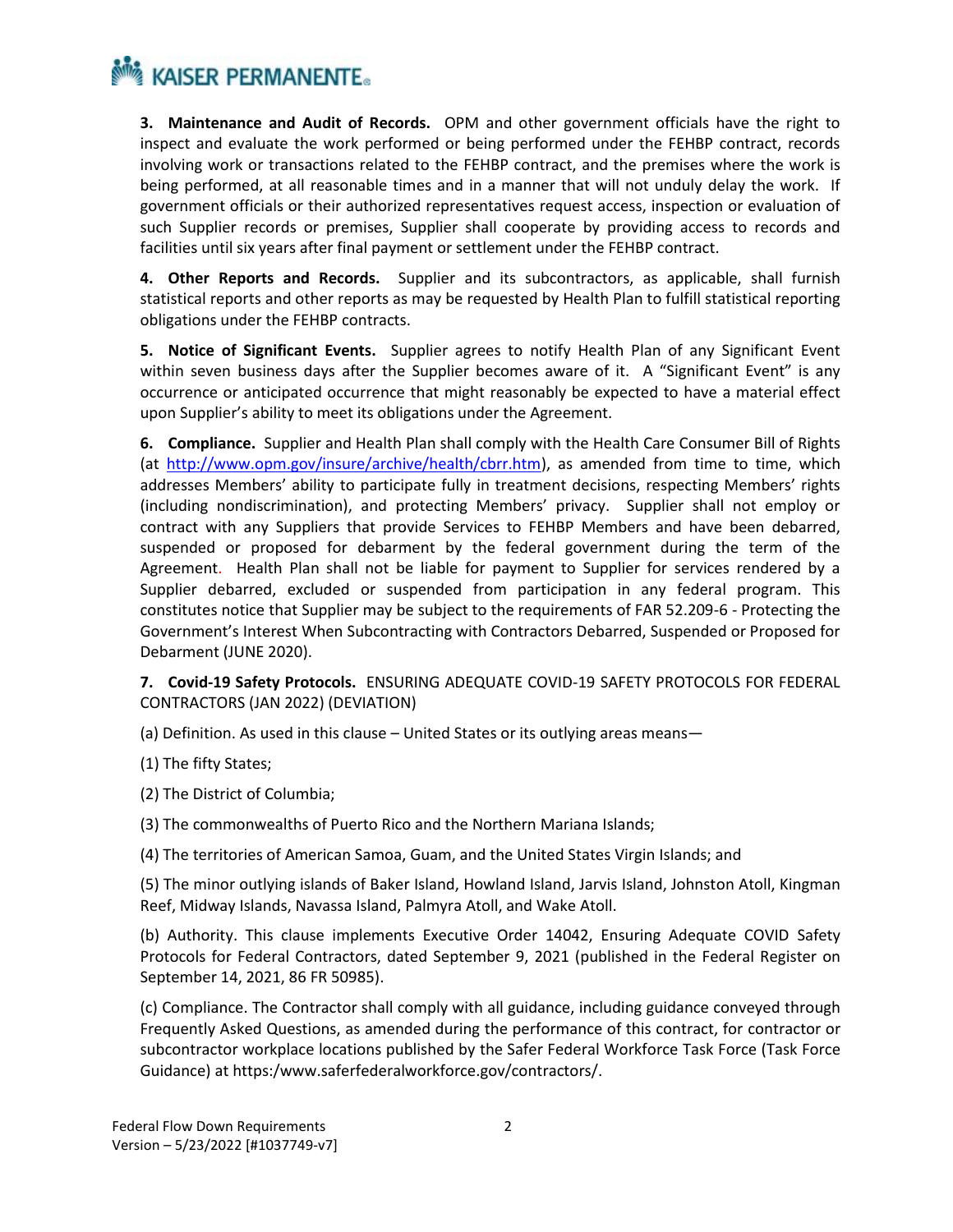**3. Maintenance and Audit of Records.** OPM and other government officials have the right to inspect and evaluate the work performed or being performed under the FEHBP contract, records involving work or transactions related to the FEHBP contract, and the premises where the work is being performed, at all reasonable times and in a manner that will not unduly delay the work. If government officials or their authorized representatives request access, inspection or evaluation of such Supplier records or premises, Supplier shall cooperate by providing access to records and facilities until six years after final payment or settlement under the FEHBP contract.

**4. Other Reports and Records.** Supplier and its subcontractors, as applicable, shall furnish statistical reports and other reports as may be requested by Health Plan to fulfill statistical reporting obligations under the FEHBP contracts.

**5. Notice of Significant Events.** Supplier agrees to notify Health Plan of any Significant Event within seven business days after the Supplier becomes aware of it. A "Significant Event" is any occurrence or anticipated occurrence that might reasonably be expected to have a material effect upon Supplier's ability to meet its obligations under the Agreement.

**6. Compliance.** Supplier and Health Plan shall comply with the Health Care Consumer Bill of Rights (at [http://www.opm.gov/insure/archive/health/cbrr.htm](http://www.opm.gov/insure/archive/health/cbrr.htm)), as amended from time to time, which addresses Members' ability to participate fully in treatment decisions, respecting Members' rights (including nondiscrimination), and protecting Members' privacy. Supplier shall not employ or contract with any Suppliers that provide Services to FEHBP Members and have been debarred, suspended or proposed for debarment by the federal government during the term of the Agreement. Health Plan shall not be liable for payment to Supplier for services rendered by a Supplier debarred, excluded or suspended from participation in any federal program. This constitutes notice that Supplier may be subject to the requirements of FAR 52.209-6 - Protecting the Government's Interest When Subcontracting with Contractors Debarred, Suspended or Proposed for Debarment (JUNE 2020).

**7. Covid-19 Safety Protocols.** ENSURING ADEQUATE COVID-19 SAFETY PROTOCOLS FOR FEDERAL CONTRACTORS (JAN 2022) (DEVIATION)

(a) Definition. As used in this clause – United States or its outlying areas means—

(1) The fifty States;

(2) The District of Columbia;

(3) The commonwealths of Puerto Rico and the Northern Mariana Islands;

(4) The territories of American Samoa, Guam, and the United States Virgin Islands; and

(5) The minor outlying islands of Baker Island, Howland Island, Jarvis Island, Johnston Atoll, Kingman Reef, Midway Islands, Navassa Island, Palmyra Atoll, and Wake Atoll.

(b) Authority. This clause implements Executive Order 14042, Ensuring Adequate COVID Safety Protocols for Federal Contractors, dated September 9, 2021 (published in the Federal Register on September 14, 2021, 86 FR 50985).

(c) Compliance. The Contractor shall comply with all guidance, including guidance conveyed through Frequently Asked Questions, as amended during the performance of this contract, for contractor or subcontractor workplace locations published by the Safer Federal Workforce Task Force (Task Force Guidance) at https:/www.saferfederalworkforce.gov/contractors/.

Federal Flow Down Requirements
Version – 5/23/2022 [#1037749-v7]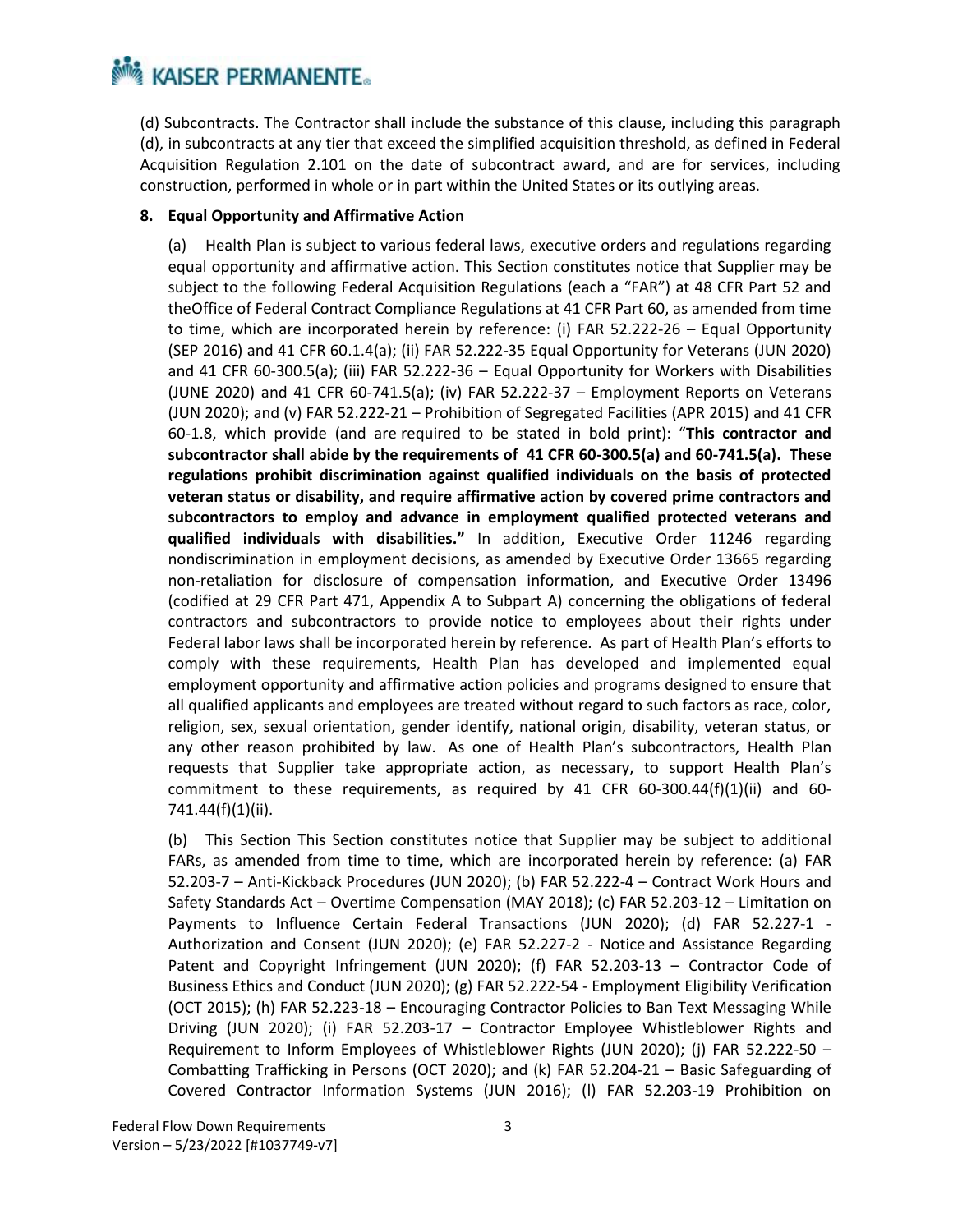(d) Subcontracts. The Contractor shall include the substance of this clause, including this paragraph (d), in subcontracts at any tier that exceed the simplified acquisition threshold, as defined in Federal Acquisition Regulation 2.101 on the date of subcontract award, and are for services, including construction, performed in whole or in part within the United States or its outlying areas.

**8. Equal Opportunity and Affirmative Action**

(a) Health Plan is subject to various federal laws, executive orders and regulations regarding equal opportunity and affirmative action. This Section constitutes notice that Supplier may be subject to the following Federal Acquisition Regulations (each a "FAR") at 48 CFR Part 52 and theOffice of Federal Contract Compliance Regulations at 41 CFR Part 60, as amended from time to time, which are incorporated herein by reference: (i) FAR 52.222-26 – Equal Opportunity (SEP 2016) and 41 CFR 60.1.4(a); (ii) FAR 52.222-35 Equal Opportunity for Veterans (JUN 2020) and 41 CFR 60-300.5(a); (iii) FAR 52.222-36 – Equal Opportunity for Workers with Disabilities (JUNE 2020) and 41 CFR 60-741.5(a); (iv) FAR 52.222-37 – Employment Reports on Veterans (JUN 2020); and (v) FAR 52.222-21 – Prohibition of Segregated Facilities (APR 2015) and 41 CFR 60-1.8, which provide (and are required to be stated in bold print): "**This contractor and subcontractor shall abide by the requirements of 41 CFR 60-300.5(a) and 60-741.5(a). These regulations prohibit discrimination against qualified individuals on the basis of protected veteran status or disability, and require affirmative action by covered prime contractors and subcontractors to employ and advance in employment qualified protected veterans and qualified individuals with disabilities.**" In addition, Executive Order 11246 regarding nondiscrimination in employment decisions, as amended by Executive Order 13665 regarding non-retaliation for disclosure of compensation information, and Executive Order 13496 (codified at 29 CFR Part 471, Appendix A to Subpart A) concerning the obligations of federal contractors and subcontractors to provide notice to employees about their rights under Federal labor laws shall be incorporated herein by reference. As part of Health Plan's efforts to comply with these requirements, Health Plan has developed and implemented equal employment opportunity and affirmative action policies and programs designed to ensure that all qualified applicants and employees are treated without regard to such factors as race, color, religion, sex, sexual orientation, gender identify, national origin, disability, veteran status, or any other reason prohibited by law. As one of Health Plan's subcontractors, Health Plan requests that Supplier take appropriate action, as necessary, to support Health Plan's commitment to these requirements, as required by 41 CFR 60-300.44(f)(1)(ii) and 60-741.44(f)(1)(ii).

(b) This Section This Section constitutes notice that Supplier may be subject to additional FARs, as amended from time to time, which are incorporated herein by reference: (a) FAR 52.203-7 – Anti-Kickback Procedures (JUN 2020); (b) FAR 52.222-4 – Contract Work Hours and Safety Standards Act – Overtime Compensation (MAY 2018); (c) FAR 52.203-12 – Limitation on Payments to Influence Certain Federal Transactions (JUN 2020); (d) FAR 52.227-1 - Authorization and Consent (JUN 2020); (e) FAR 52.227-2 - Notice and Assistance Regarding Patent and Copyright Infringement (JUN 2020); (f) FAR 52.203-13 – Contractor Code of Business Ethics and Conduct (JUN 2020); (g) FAR 52.222-54 - Employment Eligibility Verification (OCT 2015); (h) FAR 52.223-18 – Encouraging Contractor Policies to Ban Text Messaging While Driving (JUN 2020); (i) FAR 52.203-17 – Contractor Employee Whistleblower Rights and Requirement to Inform Employees of Whistleblower Rights (JUN 2020); (j) FAR 52.222-50 – Combatting Trafficking in Persons (OCT 2020); and (k) FAR 52.204-21 – Basic Safeguarding of Covered Contractor Information Systems (JUN 2016); (l) FAR 52.203-19 Prohibition on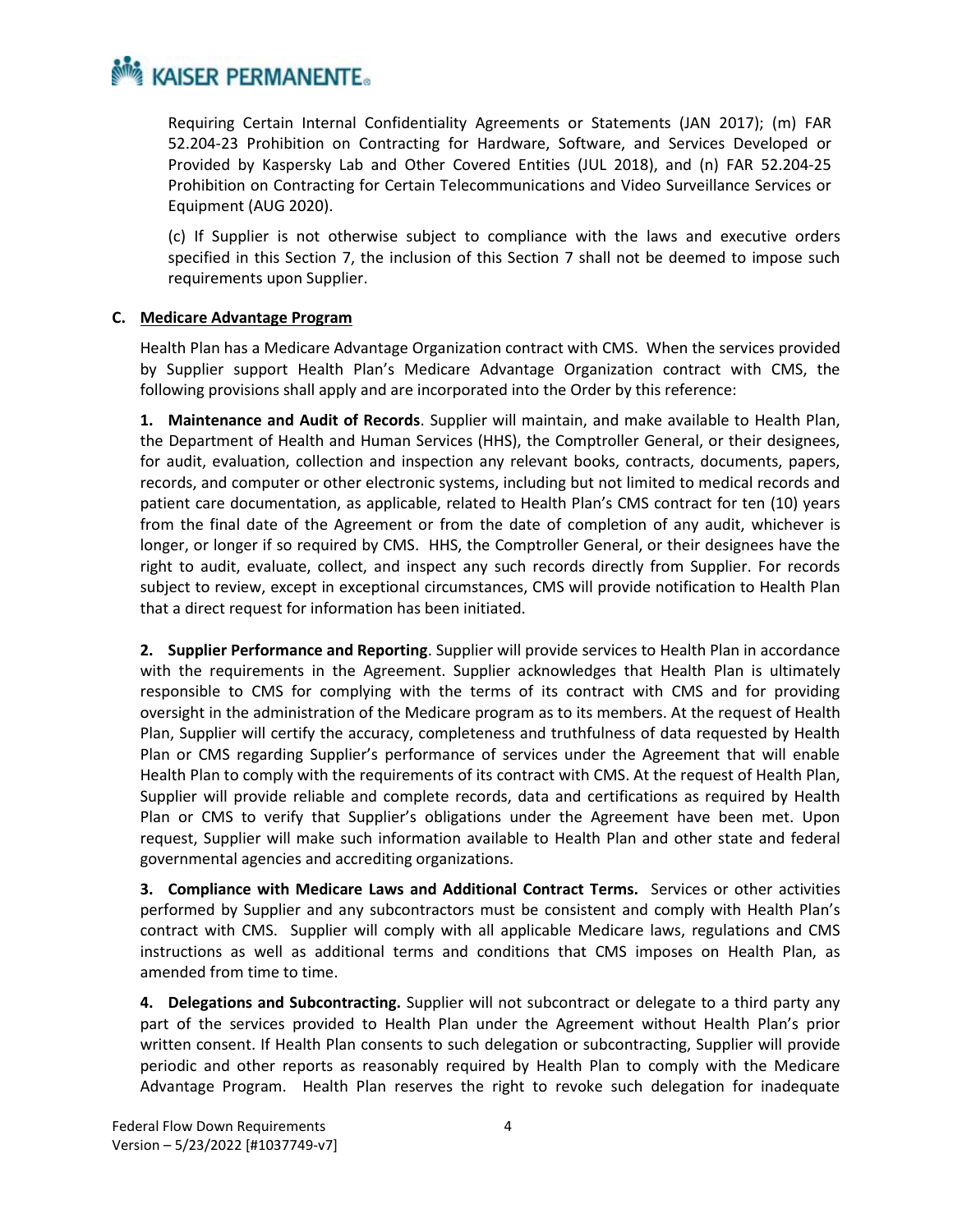Requiring Certain Internal Confidentiality Agreements or Statements (JAN 2017); (m) FAR 52.204-23 Prohibition on Contracting for Hardware, Software, and Services Developed or Provided by Kaspersky Lab and Other Covered Entities (JUL 2018), and (n) FAR 52.204-25 Prohibition on Contracting for Certain Telecommunications and Video Surveillance Services or Equipment (AUG 2020).

(c) If Supplier is not otherwise subject to compliance with the laws and executive orders specified in this Section 7, the inclusion of this Section 7 shall not be deemed to impose such requirements upon Supplier.

**C. Medicare Advantage Program**

Health Plan has a Medicare Advantage Organization contract with CMS. When the services provided by Supplier support Health Plan's Medicare Advantage Organization contract with CMS, the following provisions shall apply and are incorporated into the Order by this reference:

**1. Maintenance and Audit of Records**. Supplier will maintain, and make available to Health Plan, the Department of Health and Human Services (HHS), the Comptroller General, or their designees, for audit, evaluation, collection and inspection any relevant books, contracts, documents, papers, records, and computer or other electronic systems, including but not limited to medical records and patient care documentation, as applicable, related to Health Plan's CMS contract for ten (10) years from the final date of the Agreement or from the date of completion of any audit, whichever is longer, or longer if so required by CMS. HHS, the Comptroller General, or their designees have the right to audit, evaluate, collect, and inspect any such records directly from Supplier. For records subject to review, except in exceptional circumstances, CMS will provide notification to Health Plan that a direct request for information has been initiated.

**2. Supplier Performance and Reporting**. Supplier will provide services to Health Plan in accordance with the requirements in the Agreement. Supplier acknowledges that Health Plan is ultimately responsible to CMS for complying with the terms of its contract with CMS and for providing oversight in the administration of the Medicare program as to its members. At the request of Health Plan, Supplier will certify the accuracy, completeness and truthfulness of data requested by Health Plan or CMS regarding Supplier's performance of services under the Agreement that will enable Health Plan to comply with the requirements of its contract with CMS. At the request of Health Plan, Supplier will provide reliable and complete records, data and certifications as required by Health Plan or CMS to verify that Supplier's obligations under the Agreement have been met. Upon request, Supplier will make such information available to Health Plan and other state and federal governmental agencies and accrediting organizations.

**3. Compliance with Medicare Laws and Additional Contract Terms.** Services or other activities performed by Supplier and any subcontractors must be consistent and comply with Health Plan's contract with CMS. Supplier will comply with all applicable Medicare laws, regulations and CMS instructions as well as additional terms and conditions that CMS imposes on Health Plan, as amended from time to time.

**4. Delegations and Subcontracting.** Supplier will not subcontract or delegate to a third party any part of the services provided to Health Plan under the Agreement without Health Plan's prior written consent. If Health Plan consents to such delegation or subcontracting, Supplier will provide periodic and other reports as reasonably required by Health Plan to comply with the Medicare Advantage Program. Health Plan reserves the right to revoke such delegation for inadequate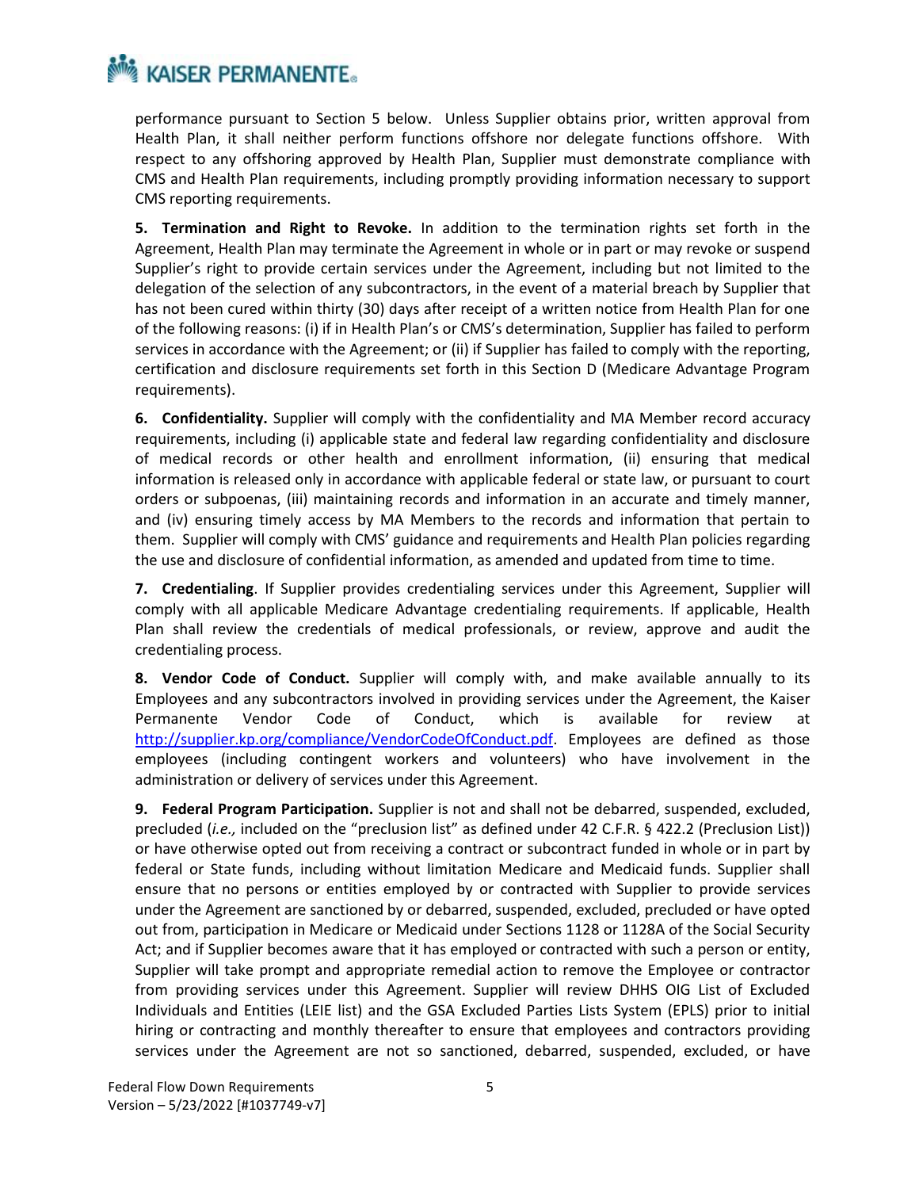performance pursuant to Section 5 below. Unless Supplier obtains prior, written approval from Health Plan, it shall neither perform functions offshore nor delegate functions offshore. With respect to any offshoring approved by Health Plan, Supplier must demonstrate compliance with CMS and Health Plan requirements, including promptly providing information necessary to support CMS reporting requirements.

**5. Termination and Right to Revoke.** In addition to the termination rights set forth in the Agreement, Health Plan may terminate the Agreement in whole or in part or may revoke or suspend Supplier's right to provide certain services under the Agreement, including but not limited to the delegation of the selection of any subcontractors, in the event of a material breach by Supplier that has not been cured within thirty (30) days after receipt of a written notice from Health Plan for one of the following reasons: (i) if in Health Plan's or CMS's determination, Supplier has failed to perform services in accordance with the Agreement; or (ii) if Supplier has failed to comply with the reporting, certification and disclosure requirements set forth in this Section D (Medicare Advantage Program requirements).

**6. Confidentiality.** Supplier will comply with the confidentiality and MA Member record accuracy requirements, including (i) applicable state and federal law regarding confidentiality and disclosure of medical records or other health and enrollment information, (ii) ensuring that medical information is released only in accordance with applicable federal or state law, or pursuant to court orders or subpoenas, (iii) maintaining records and information in an accurate and timely manner, and (iv) ensuring timely access by MA Members to the records and information that pertain to them. Supplier will comply with CMS' guidance and requirements and Health Plan policies regarding the use and disclosure of confidential information, as amended and updated from time to time.

**7. Credentialing**. If Supplier provides credentialing services under this Agreement, Supplier will comply with all applicable Medicare Advantage credentialing requirements. If applicable, Health Plan shall review the credentials of medical professionals, or review, approve and audit the credentialing process.

**8. Vendor Code of Conduct.** Supplier will comply with, and make available annually to its Employees and any subcontractors involved in providing services under the Agreement, the Kaiser Permanente Vendor Code of Conduct, which is available for review at [http://supplier.kp.org/compliance/VendorCodeOfConduct.pdf](http://supplier.kp.org/compliance/VendorCodeOfConduct.pdf). Employees are defined as those employees (including contingent workers and volunteers) who have involvement in the administration or delivery of services under this Agreement.

**9. Federal Program Participation.** Supplier is not and shall not be debarred, suspended, excluded, precluded (*i.e.,* included on the "preclusion list" as defined under 42 C.F.R. § 422.2 (Preclusion List)) or have otherwise opted out from receiving a contract or subcontract funded in whole or in part by federal or State funds, including without limitation Medicare and Medicaid funds. Supplier shall ensure that no persons or entities employed by or contracted with Supplier to provide services under the Agreement are sanctioned by or debarred, suspended, excluded, precluded or have opted out from, participation in Medicare or Medicaid under Sections 1128 or 1128A of the Social Security Act; and if Supplier becomes aware that it has employed or contracted with such a person or entity, Supplier will take prompt and appropriate remedial action to remove the Employee or contractor from providing services under this Agreement. Supplier will review DHHS OIG List of Excluded Individuals and Entities (LEIE list) and the GSA Excluded Parties Lists System (EPLS) prior to initial hiring or contracting and monthly thereafter to ensure that employees and contractors providing services under the Agreement are not so sanctioned, debarred, suspended, excluded, or have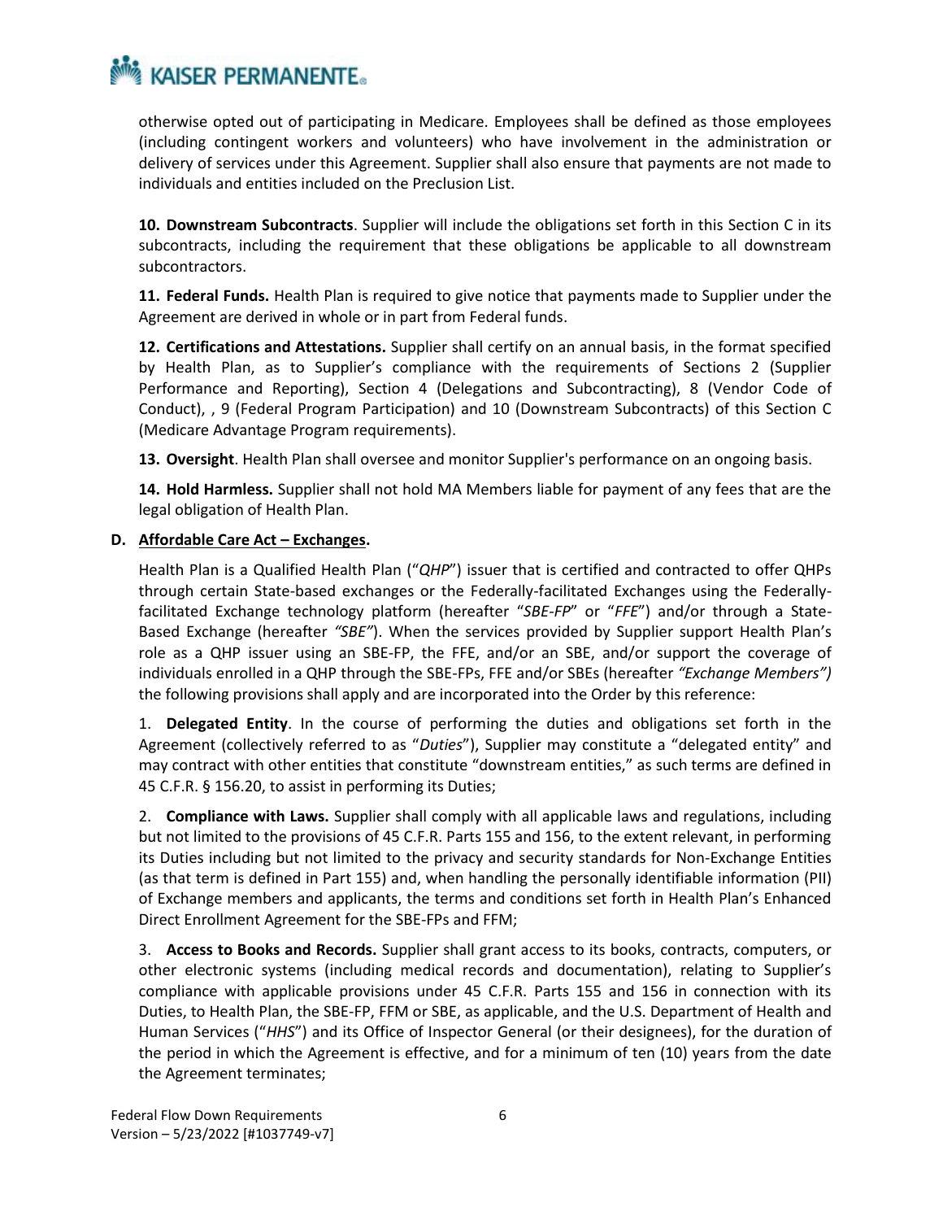otherwise opted out of participating in Medicare. Employees shall be defined as those employees (including contingent workers and volunteers) who have involvement in the administration or delivery of services under this Agreement. Supplier shall also ensure that payments are not made to individuals and entities included on the Preclusion List.

**10. Downstream Subcontracts**. Supplier will include the obligations set forth in this Section C in its subcontracts, including the requirement that these obligations be applicable to all downstream subcontractors.

**11. Federal Funds.** Health Plan is required to give notice that payments made to Supplier under the Agreement are derived in whole or in part from Federal funds.

**12. Certifications and Attestations.** Supplier shall certify on an annual basis, in the format specified by Health Plan, as to Supplier's compliance with the requirements of Sections 2 (Supplier Performance and Reporting), Section 4 (Delegations and Subcontracting), 8 (Vendor Code of Conduct), , 9 (Federal Program Participation) and 10 (Downstream Subcontracts) of this Section C (Medicare Advantage Program requirements).

**13. Oversight**. Health Plan shall oversee and monitor Supplier's performance on an ongoing basis.

**14. Hold Harmless.** Supplier shall not hold MA Members liable for payment of any fees that are the legal obligation of Health Plan.

**D. Affordable Care Act – Exchanges.**

Health Plan is a Qualified Health Plan ("*QHP*") issuer that is certified and contracted to offer QHPs through certain State-based exchanges or the Federally-facilitated Exchanges using the Federally-facilitated Exchange technology platform (hereafter "*SBE-FP*" or "*FFE*") and/or through a State-Based Exchange (hereafter *"SBE"*). When the services provided by Supplier support Health Plan's role as a QHP issuer using an SBE-FP, the FFE, and/or an SBE, and/or support the coverage of individuals enrolled in a QHP through the SBE-FPs, FFE and/or SBEs (hereafter *"Exchange Members")* the following provisions shall apply and are incorporated into the Order by this reference:

1. **Delegated Entity**. In the course of performing the duties and obligations set forth in the Agreement (collectively referred to as "*Duties*"), Supplier may constitute a "delegated entity" and may contract with other entities that constitute "downstream entities," as such terms are defined in 45 C.F.R. § 156.20, to assist in performing its Duties;

2. **Compliance with Laws.** Supplier shall comply with all applicable laws and regulations, including but not limited to the provisions of 45 C.F.R. Parts 155 and 156, to the extent relevant, in performing its Duties including but not limited to the privacy and security standards for Non-Exchange Entities (as that term is defined in Part 155) and, when handling the personally identifiable information (PII) of Exchange members and applicants, the terms and conditions set forth in Health Plan's Enhanced Direct Enrollment Agreement for the SBE-FPs and FFM;

3. **Access to Books and Records.** Supplier shall grant access to its books, contracts, computers, or other electronic systems (including medical records and documentation), relating to Supplier's compliance with applicable provisions under 45 C.F.R. Parts 155 and 156 in connection with its Duties, to Health Plan, the SBE-FP, FFM or SBE, as applicable, and the U.S. Department of Health and Human Services ("*HHS*") and its Office of Inspector General (or their designees), for the duration of the period in which the Agreement is effective, and for a minimum of ten (10) years from the date the Agreement terminates;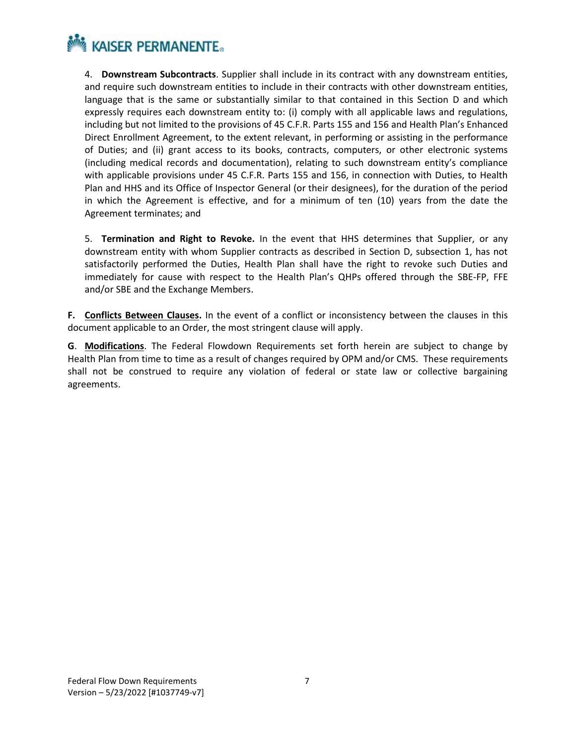4. **Downstream Subcontracts**. Supplier shall include in its contract with any downstream entities, and require such downstream entities to include in their contracts with other downstream entities, language that is the same or substantially similar to that contained in this Section D and which expressly requires each downstream entity to: (i) comply with all applicable laws and regulations, including but not limited to the provisions of 45 C.F.R. Parts 155 and 156 and Health Plan's Enhanced Direct Enrollment Agreement, to the extent relevant, in performing or assisting in the performance of Duties; and (ii) grant access to its books, contracts, computers, or other electronic systems (including medical records and documentation), relating to such downstream entity's compliance with applicable provisions under 45 C.F.R. Parts 155 and 156, in connection with Duties, to Health Plan and HHS and its Office of Inspector General (or their designees), for the duration of the period in which the Agreement is effective, and for a minimum of ten (10) years from the date the Agreement terminates; and

5. **Termination and Right to Revoke.** In the event that HHS determines that Supplier, or any downstream entity with whom Supplier contracts as described in Section D, subsection 1, has not satisfactorily performed the Duties, Health Plan shall have the right to revoke such Duties and immediately for cause with respect to the Health Plan's QHPs offered through the SBE-FP, FFE and/or SBE and the Exchange Members.

**F. Conflicts Between Clauses.** In the event of a conflict or inconsistency between the clauses in this document applicable to an Order, the most stringent clause will apply.

**G. Modifications**. The Federal Flowdown Requirements set forth herein are subject to change by Health Plan from time to time as a result of changes required by OPM and/or CMS. These requirements shall not be construed to require any violation of federal or state law or collective bargaining agreements.